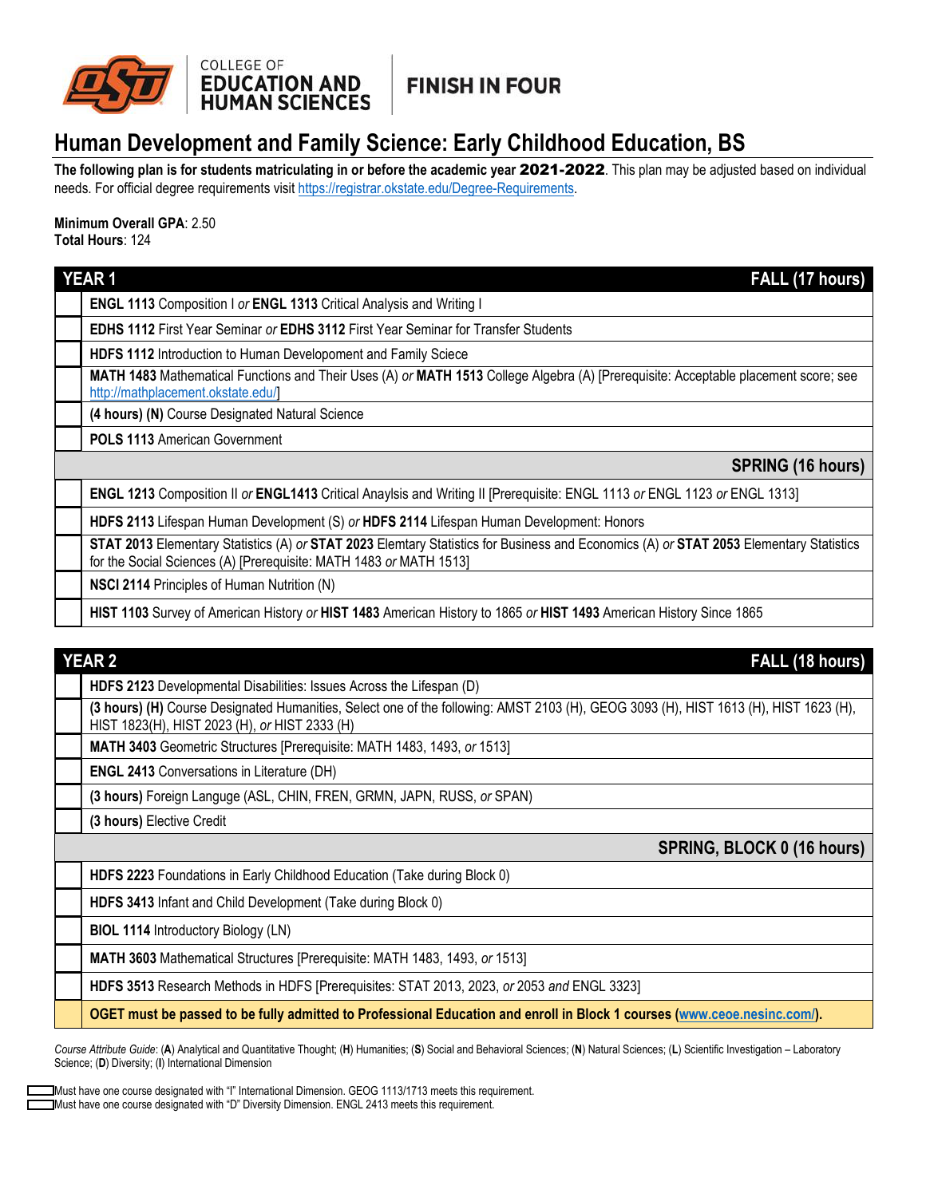COLLEGE OF **EDUCATION AND HUMAN SCIENCES** | **FINISH IN FOUR**

# Human Development and Family Science: Early Childhood Education, BS

**The following plan is for students matriculating in or before the academic year 2021-2022**. This plan may be adjusted based on individual needs. For official degree requirements visit https://registrar.okstate.edu/Degree-Requirements.

**Minimum Overall GPA**: 2.50
**Total Hours**: 124

| | **YEAR 1** — **FALL (17 hours)** |
|---|---|
| | **ENGL 1113** Composition I *or* **ENGL 1313** Critical Analysis and Writing I |
| | **EDHS 1112** First Year Seminar *or* **EDHS 3112** First Year Seminar for Transfer Students |
| | **HDFS 1112** Introduction to Human Developement and Family Sciece |
| | **MATH 1483** Mathematical Functions and Their Uses (A) *or* **MATH 1513** College Algebra (A) [Prerequisite: Acceptable placement score; see http://mathplacement.okstate.edu/] |
| | **(4 hours) (N)** Course Designated Natural Science |
| | **POLS 1113** American Government |
| | **SPRING (16 hours)** |
| | **ENGL 1213** Composition II *or* **ENGL1413** Critical Anaylsis and Writing II [Prerequisite: ENGL 1113 *or* ENGL 1123 *or* ENGL 1313] |
| | **HDFS 2113** Lifespan Human Development (S) *or* **HDFS 2114** Lifespan Human Development: Honors |
| | **STAT 2013** Elementary Statistics (A) *or* **STAT 2023** Elemtary Statistics for Business and Economics (A) *or* **STAT 2053** Elementary Statistics for the Social Sciences (A) [Prerequisite: MATH 1483 *or* MATH 1513] |
| | **NSCI 2114** Principles of Human Nutrition (N) |
| | **HIST 1103** Survey of American History *or* **HIST 1483** American History to 1865 *or* **HIST 1493** American History Since 1865 |

| | **YEAR 2** — **FALL (18 hours)** |
|---|---|
| | **HDFS 2123** Developmental Disabilities: Issues Across the Lifespan (D) |
| | **(3 hours) (H)** Course Designated Humanities, Select one of the following: AMST 2103 (H), GEOG 3093 (H), HIST 1613 (H), HIST 1623 (H), HIST 1823(H), HIST 2023 (H), *or* HIST 2333 (H) |
| | **MATH 3403** Geometric Structures [Prerequisite: MATH 1483, 1493, *or* 1513] |
| | **ENGL 2413** Conversations in Literature (DH) |
| | **(3 hours)** Foreign Languge (ASL, CHIN, FREN, GRMN, JAPN, RUSS, *or* SPAN) |
| | **(3 hours)** Elective Credit |
| | **SPRING, BLOCK 0 (16 hours)** |
| | **HDFS 2223** Foundations in Early Childhood Education (Take during Block 0) |
| | **HDFS 3413** Infant and Child Development (Take during Block 0) |
| | **BIOL 1114** Introductory Biology (LN) |
| | **MATH 3603** Mathematical Structures [Prerequisite: MATH 1483, 1493, *or* 1513] |
| | **HDFS 3513** Research Methods in HDFS [Prerequisites: STAT 2013, 2023, *or* 2053 *and* ENGL 3323] |
| | **OGET must be passed to be fully admitted to Professional Education and enroll in Block 1 courses (www.ceoe.nesinc.com/).** |

*Course Attribute Guide*: (**A**) Analytical and Quantitative Thought; (**H**) Humanities; (**S**) Social and Behavioral Sciences; (**N**) Natural Sciences; (**L**) Scientific Investigation – Laboratory Science; (**D**) Diversity; (**I**) International Dimension

- [ ] Must have one course designated with "I" International Dimension. GEOG 1113/1713 meets this requirement.
- [ ] Must have one course designated with "D" Diversity Dimension. ENGL 2413 meets this requirement.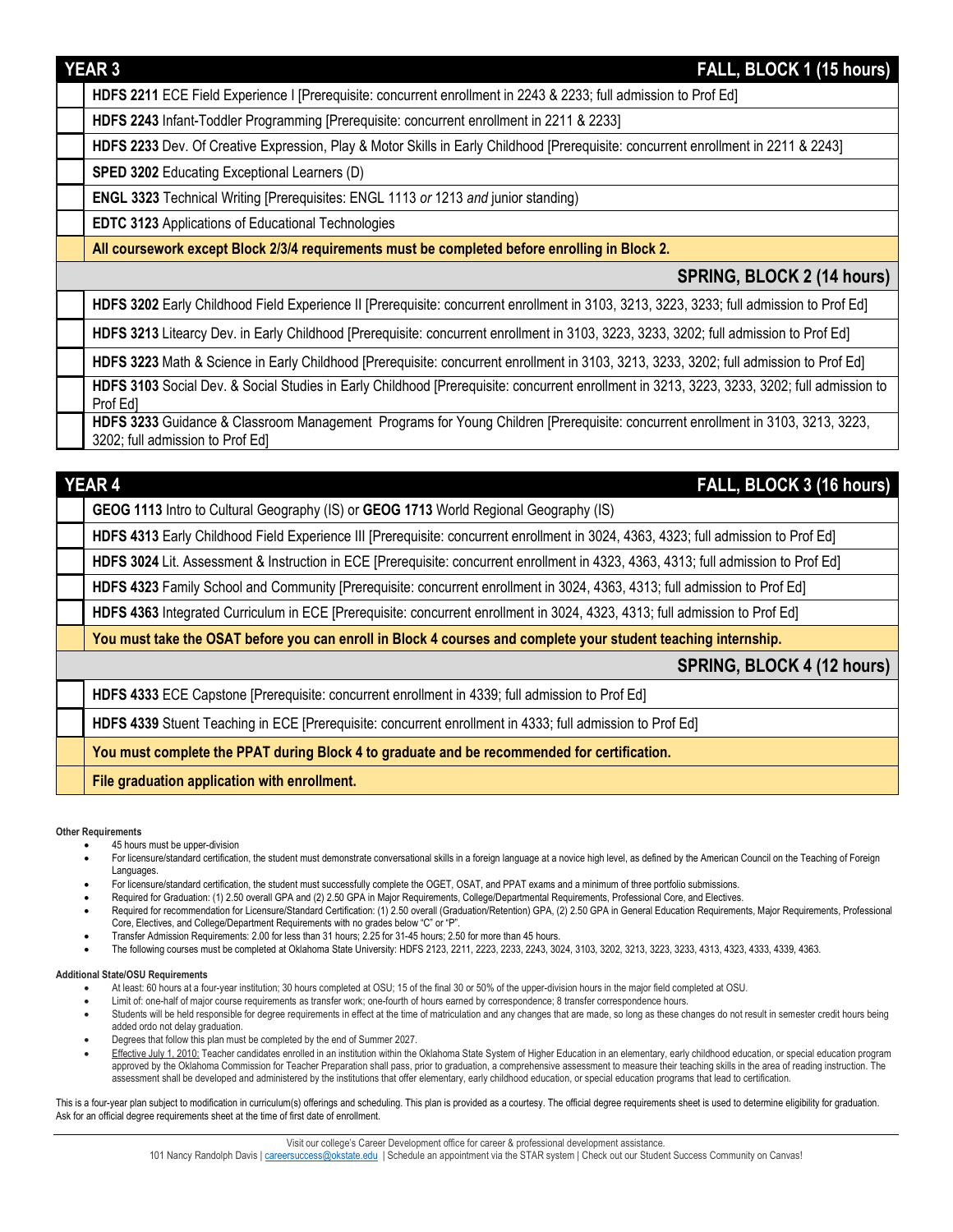| | YEAR 3 | FALL, BLOCK 1 (15 hours) |
|---|---|---|
| | **HDFS 2211** ECE Field Experience I [Prerequisite: concurrent enrollment in 2243 & 2233; full admission to Prof Ed] | |
| | **HDFS 2243** Infant-Toddler Programming [Prerequisite: concurrent enrollment in 2211 & 2233] | |
| | **HDFS 2233** Dev. Of Creative Expression, Play & Motor Skills in Early Childhood [Prerequisite: concurrent enrollment in 2211 & 2243] | |
| | **SPED 3202** Educating Exceptional Learners (D) | |
| | **ENGL 3323** Technical Writing [Prerequisites: ENGL 1113 *or* 1213 *and* junior standing) | |
| | **EDTC 3123** Applications of Educational Technologies | |
| | **All coursework except Block 2/3/4 requirements must be completed before enrolling in Block 2.** | |
| | | **SPRING, BLOCK 2 (14 hours)** |
| | **HDFS 3202** Early Childhood Field Experience II [Prerequisite: concurrent enrollment in 3103, 3213, 3223, 3233; full admission to Prof Ed] | |
| | **HDFS 3213** Litearcy Dev. in Early Childhood [Prerequisite: concurrent enrollment in 3103, 3223, 3233, 3202; full admission to Prof Ed] | |
| | **HDFS 3223** Math & Science in Early Childhood [Prerequisite: concurrent enrollment in 3103, 3213, 3233, 3202; full admission to Prof Ed] | |
| | **HDFS 3103** Social Dev. & Social Studies in Early Childhood [Prerequisite: concurrent enrollment in 3213, 3223, 3233, 3202; full admission to Prof Ed] | |
| | **HDFS 3233** Guidance & Classroom Management Programs for Young Children [Prerequisite: concurrent enrollment in 3103, 3213, 3223, 3202; full admission to Prof Ed] | |

| | YEAR 4 | FALL, BLOCK 3 (16 hours) |
|---|---|---|
| | **GEOG 1113** Intro to Cultural Geography (IS) or **GEOG 1713** World Regional Geography (IS) | |
| | **HDFS 4313** Early Childhood Field Experience III [Prerequisite: concurrent enrollment in 3024, 4363, 4323; full admission to Prof Ed] | |
| | **HDFS 3024** Lit. Assessment & Instruction in ECE [Prerequisite: concurrent enrollment in 4323, 4363, 4313; full admission to Prof Ed] | |
| | **HDFS 4323** Family School and Community [Prerequisite: concurrent enrollment in 3024, 4363, 4313; full admission to Prof Ed] | |
| | **HDFS 4363** Integrated Curriculum in ECE [Prerequisite: concurrent enrollment in 3024, 4323, 4313; full admission to Prof Ed] | |
| | **You must take the OSAT before you can enroll in Block 4 courses and complete your student teaching internship.** | |
| | | **SPRING, BLOCK 4 (12 hours)** |
| | **HDFS 4333** ECE Capstone [Prerequisite: concurrent enrollment in 4339; full admission to Prof Ed] | |
| | **HDFS 4339** Stuent Teaching in ECE [Prerequisite: concurrent enrollment in 4333; full admission to Prof Ed] | |
| | **You must complete the PPAT during Block 4 to graduate and be recommended for certification.** | |
| | **File graduation application with enrollment.** | |

**Other Requirements**

- 45 hours must be upper-division
- For licensure/standard certification, the student must demonstrate conversational skills in a foreign language at a novice high level, as defined by the American Council on the Teaching of Foreign Languages.
- For licensure/standard certification, the student must successfully complete the OGET, OSAT, and PPAT exams and a minimum of three portfolio submissions.
- Required for Graduation: (1) 2.50 overall GPA and (2) 2.50 GPA in Major Requirements, College/Departmental Requirements, Professional Core, and Electives.
- Required for recommendation for Licensure/Standard Certification: (1) 2.50 overall (Graduation/Retention) GPA, (2) 2.50 GPA in General Education Requirements, Major Requirements, Professional Core, Electives, and College/Department Requirements with no grades below "C" or "P".
- Transfer Admission Requirements: 2.00 for less than 31 hours; 2.25 for 31-45 hours; 2.50 for more than 45 hours.
- The following courses must be completed at Oklahoma State University: HDFS 2123, 2211, 2223, 2233, 2243, 3024, 3103, 3202, 3213, 3223, 3233, 4313, 4323, 4333, 4339, 4363.

**Additional State/OSU Requirements**

- At least: 60 hours at a four-year institution; 30 hours completed at OSU; 15 of the final 30 or 50% of the upper-division hours in the major field completed at OSU.
- Limit of: one-half of major course requirements as transfer work; one-fourth of hours earned by correspondence; 8 transfer correspondence hours.
- Students will be held responsible for degree requirements in effect at the time of matriculation and any changes that are made, so long as these changes do not result in semester credit hours being added ordo not delay graduation.
- Degrees that follow this plan must be completed by the end of Summer 2027.
- Effective July 1, 2010: Teacher candidates enrolled in an institution within the Oklahoma State System of Higher Education in an elementary, early childhood education, or special education program approved by the Oklahoma Commission for Teacher Preparation shall pass, prior to graduation, a comprehensive assessment to measure their teaching skills in the area of reading instruction. The assessment shall be developed and administered by the institutions that offer elementary, early childhood education, or special education programs that lead to certification.

This is a four-year plan subject to modification in curriculum(s) offerings and scheduling. This plan is provided as a courtesy. The official degree requirements sheet is used to determine eligibility for graduation. Ask for an official degree requirements sheet at the time of first date of enrollment.

Visit our college's Career Development office for career & professional development assistance.
101 Nancy Randolph Davis | careersuccess@okstate.edu | Schedule an appointment via the STAR system | Check out our Student Success Community on Canvas!